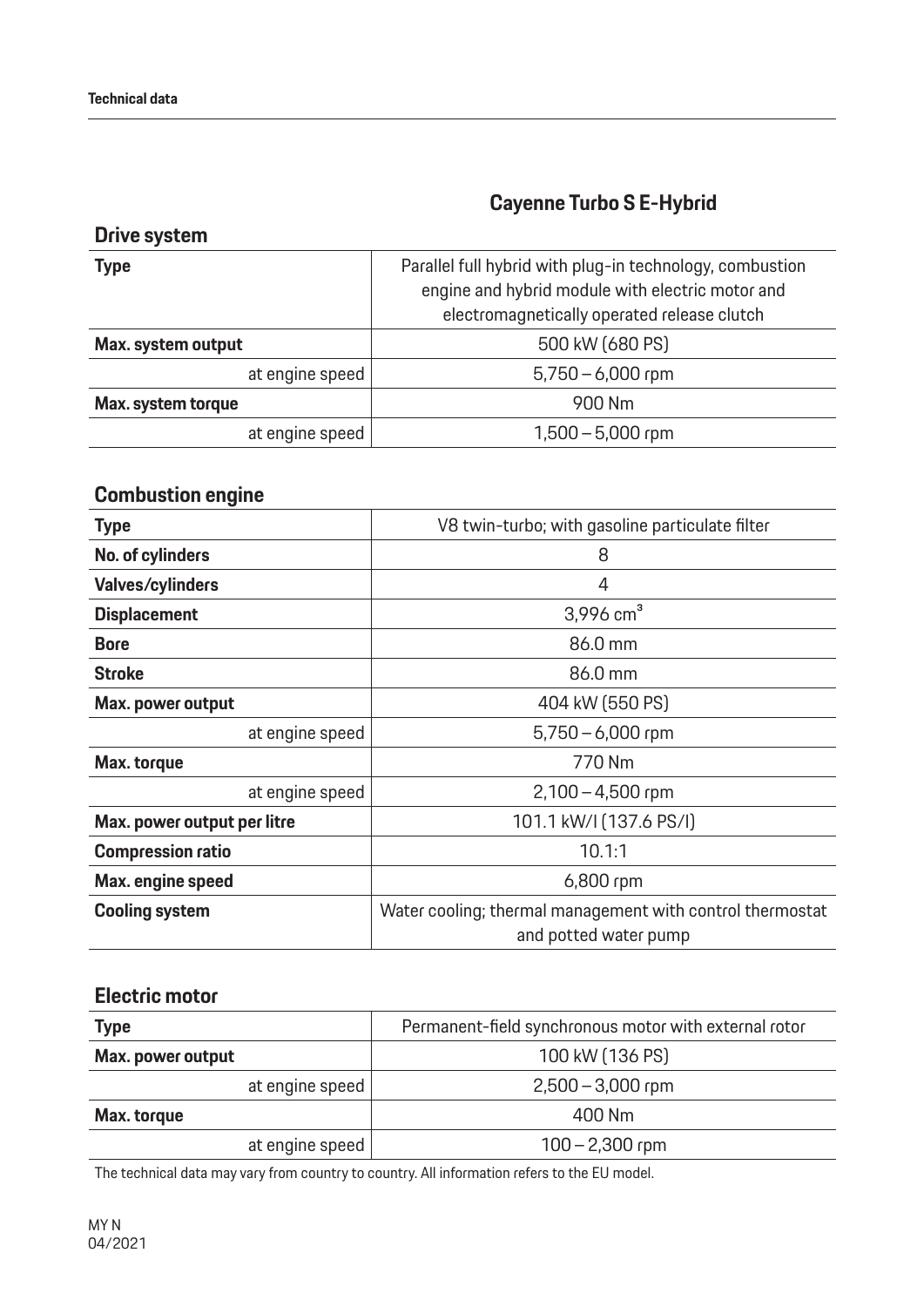# Cayenne Turbo S E-Hybrid

## Drive system

| | |
|---|---|
| **Type** | Parallel full hybrid with plug-in technology, combustion engine and hybrid module with electric motor and electromagnetically operated release clutch |
| **Max. system output** | 500 kW (680 PS) |
| at engine speed | 5,750 – 6,000 rpm |
| **Max. system torque** | 900 Nm |
| at engine speed | 1,500 – 5,000 rpm |

## Combustion engine

| | |
|---|---|
| **Type** | V8 twin-turbo; with gasoline particulate filter |
| **No. of cylinders** | 8 |
| **Valves/cylinders** | 4 |
| **Displacement** | 3,996 $cm^3$ |
| **Bore** | 86.0 mm |
| **Stroke** | 86.0 mm |
| **Max. power output** | 404 kW (550 PS) |
| at engine speed | 5,750 – 6,000 rpm |
| **Max. torque** | 770 Nm |
| at engine speed | 2,100 – 4,500 rpm |
| **Max. power output per litre** | 101.1 kW/l (137.6 PS/l) |
| **Compression ratio** | 10.1:1 |
| **Max. engine speed** | 6,800 rpm |
| **Cooling system** | Water cooling; thermal management with control thermostat and potted water pump |

## Electric motor

| | |
|---|---|
| **Type** | Permanent-field synchronous motor with external rotor |
| **Max. power output** | 100 kW (136 PS) |
| at engine speed | 2,500 – 3,000 rpm |
| **Max. torque** | 400 Nm |
| at engine speed | 100 – 2,300 rpm |

The technical data may vary from country to country. All information refers to the EU model.

MY N
04/2021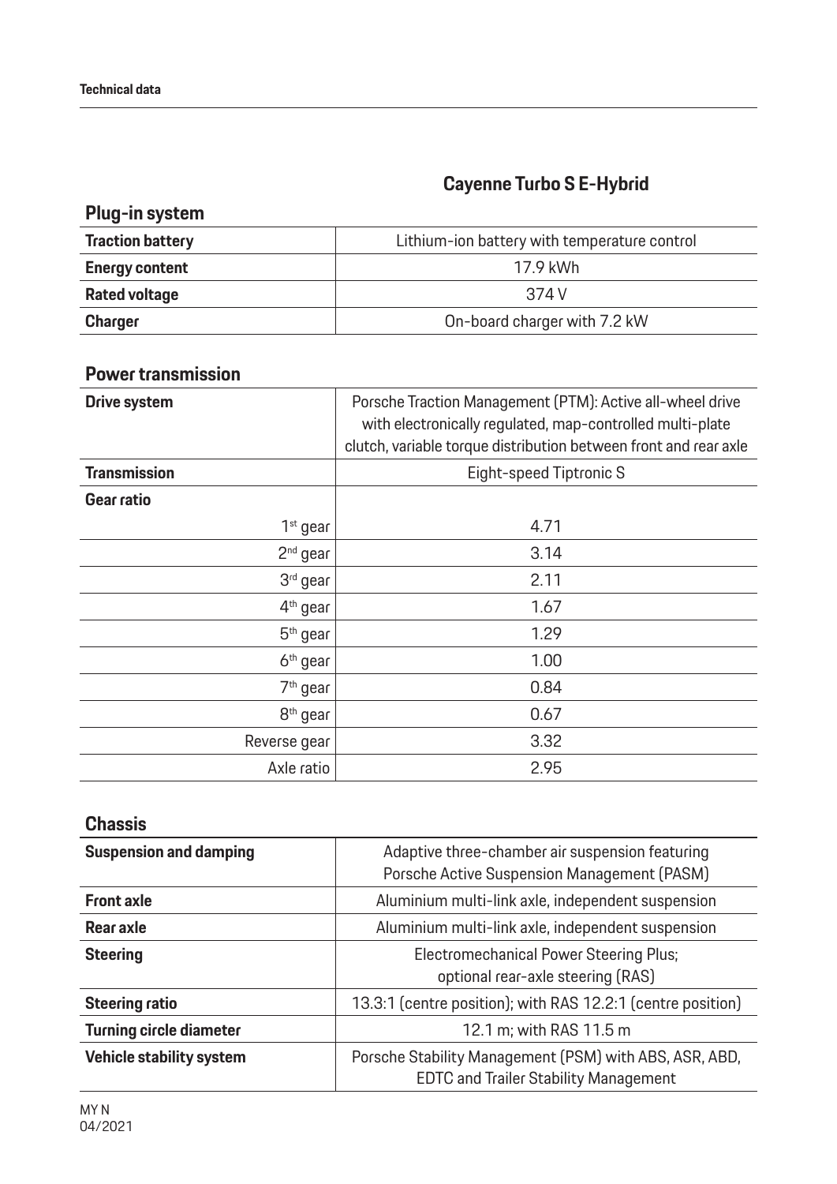# Cayenne Turbo S E-Hybrid

## Plug-in system

| | |
|---|---|
| **Traction battery** | Lithium-ion battery with temperature control |
| **Energy content** | 17.9 kWh |
| **Rated voltage** | 374 V |
| **Charger** | On-board charger with 7.2 kW |

## Power transmission

| | |
|---|---|
| **Drive system** | Porsche Traction Management (PTM): Active all-wheel drive with electronically regulated, map-controlled multi-plate clutch, variable torque distribution between front and rear axle |
| **Transmission** | Eight-speed Tiptronic S |
| **Gear ratio** | |
| 1st gear | 4.71 |
| 2nd gear | 3.14 |
| 3rd gear | 2.11 |
| 4th gear | 1.67 |
| 5th gear | 1.29 |
| 6th gear | 1.00 |
| 7th gear | 0.84 |
| 8th gear | 0.67 |
| Reverse gear | 3.32 |
| Axle ratio | 2.95 |

## Chassis

| | |
|---|---|
| **Suspension and damping** | Adaptive three-chamber air suspension featuring Porsche Active Suspension Management (PASM) |
| **Front axle** | Aluminium multi-link axle, independent suspension |
| **Rear axle** | Aluminium multi-link axle, independent suspension |
| **Steering** | Electromechanical Power Steering Plus; optional rear-axle steering (RAS) |
| **Steering ratio** | 13.3:1 (centre position); with RAS 12.2:1 (centre position) |
| **Turning circle diameter** | 12.1 m; with RAS 11.5 m |
| **Vehicle stability system** | Porsche Stability Management (PSM) with ABS, ASR, ABD, EDTC and Trailer Stability Management |

MY N
04/2021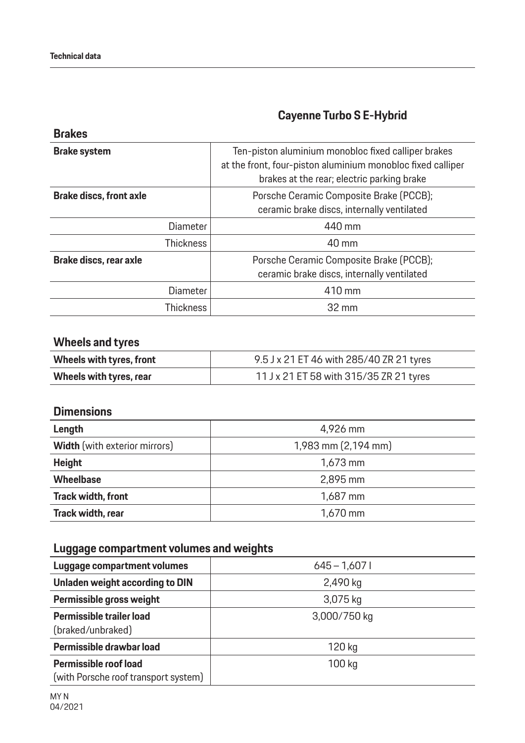## Cayenne Turbo S E-Hybrid

### Brakes

| | |
|---|---|
| **Brake system** | Ten-piston aluminium monobloc fixed calliper brakes at the front, four-piston aluminium monobloc fixed calliper brakes at the rear; electric parking brake |
| **Brake discs, front axle** | Porsche Ceramic Composite Brake (PCCB); ceramic brake discs, internally ventilated |
| Diameter | 440 mm |
| Thickness | 40 mm |
| **Brake discs, rear axle** | Porsche Ceramic Composite Brake (PCCB); ceramic brake discs, internally ventilated |
| Diameter | 410 mm |
| Thickness | 32 mm |

### Wheels and tyres

| | |
|---|---|
| **Wheels with tyres, front** | 9.5 J x 21 ET 46 with 285/40 ZR 21 tyres |
| **Wheels with tyres, rear** | 11 J x 21 ET 58 with 315/35 ZR 21 tyres |

### Dimensions

| | |
|---|---|
| **Length** | 4,926 mm |
| **Width** (with exterior mirrors) | 1,983 mm (2,194 mm) |
| **Height** | 1,673 mm |
| **Wheelbase** | 2,895 mm |
| **Track width, front** | 1,687 mm |
| **Track width, rear** | 1,670 mm |

### Luggage compartment volumes and weights

| | |
|---|---|
| **Luggage compartment volumes** | 645 – 1,607 l |
| **Unladen weight according to DIN** | 2,490 kg |
| **Permissible gross weight** | 3,075 kg |
| **Permissible trailer load** (braked/unbraked) | 3,000/750 kg |
| **Permissible drawbar load** | 120 kg |
| **Permissible roof load** (with Porsche roof transport system) | 100 kg |

MY N
04/2021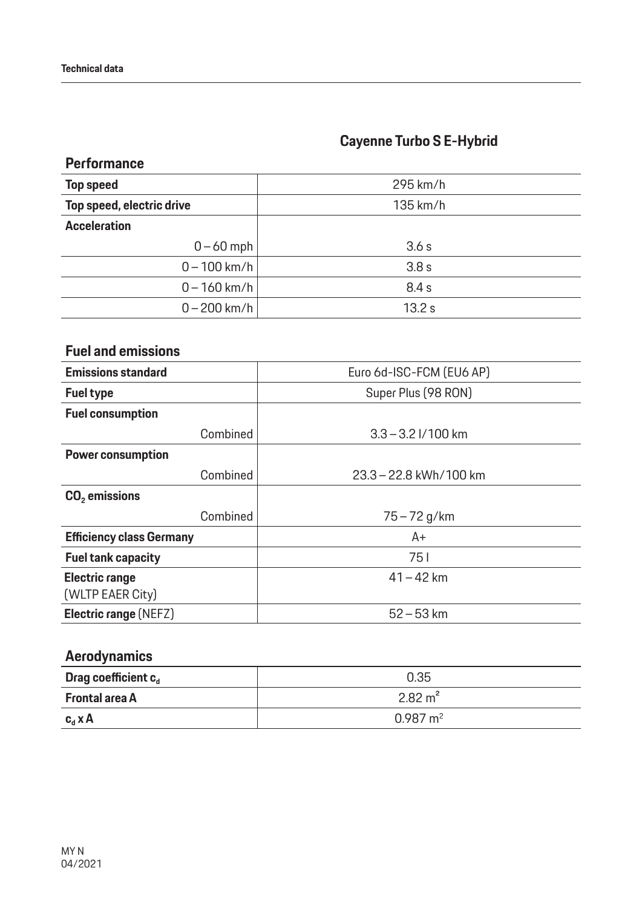# Technical data

## Cayenne Turbo S E-Hybrid

### Performance

| | |
|---|---|
| **Top speed** | 295 km/h |
| **Top speed, electric drive** | 135 km/h |
| **Acceleration** | |
| 0 – 60 mph | 3.6 s |
| 0 – 100 km/h | 3.8 s |
| 0 – 160 km/h | 8.4 s |
| 0 – 200 km/h | 13.2 s |

### Fuel and emissions

| | |
|---|---|
| **Emissions standard** | Euro 6d-ISC-FCM (EU6 AP) |
| **Fuel type** | Super Plus (98 RON) |
| **Fuel consumption** | |
| Combined | 3.3 – 3.2 l/100 km |
| **Power consumption** | |
| Combined | 23.3 – 22.8 kWh/100 km |
| **$CO_2$ emissions** | |
| Combined | 75 – 72 g/km |
| **Efficiency class Germany** | A+ |
| **Fuel tank capacity** | 75 l |
| **Electric range** (WLTP EAER City) | 41 – 42 km |
| **Electric range** (NEFZ) | 52 – 53 km |

### Aerodynamics

| | |
|---|---|
| **Drag coefficient $c_d$** | 0.35 |
| **Frontal area A** | 2.82 $m^2$ |
| **$c_d$ x A** | 0.987 $m^2$ |

MY N
04/2021